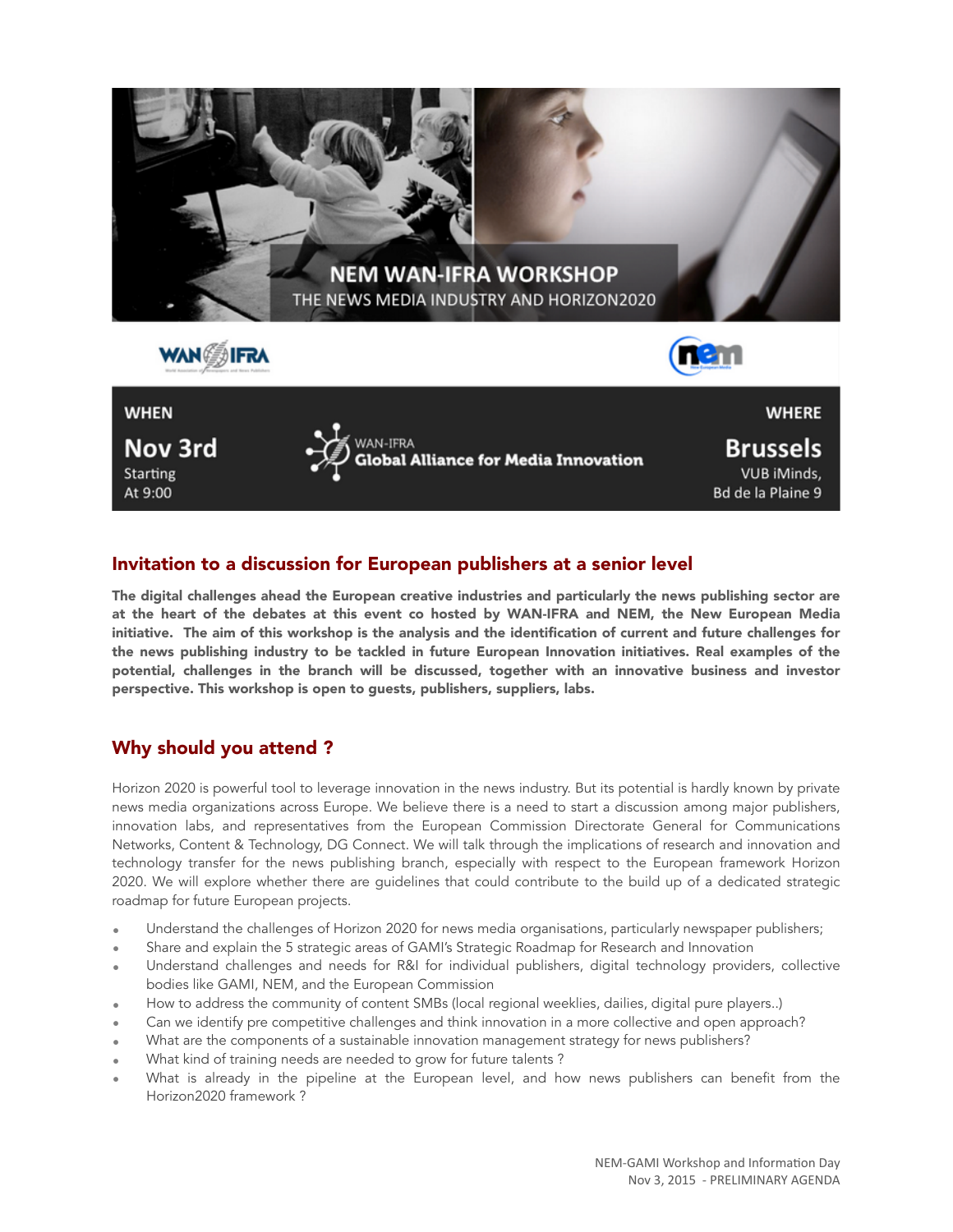# NEM WAN-IFRA WORKSHOP

THE NEWS MEDIA INDUSTRY AND HORIZON2020

WAN-IFRA Global Alliance for Media Innovation

| WHEN | WHERE |
|---|---|
| **Nov 3rd** | **Brussels** |
| Starting At 9:00 | VUB iMinds, Bd de la Plaine 9 |

## Invitation to a discussion for European publishers at a senior level

**The digital challenges ahead the European creative industries and particularly the news publishing sector are at the heart of the debates at this event co hosted by WAN-IFRA and NEM, the New European Media initiative. The aim of this workshop is the analysis and the identification of current and future challenges for the news publishing industry to be tackled in future European Innovation initiatives. Real examples of the potential, challenges in the branch will be discussed, together with an innovative business and investor perspective. This workshop is open to guests, publishers, suppliers, labs.**

## Why should you attend ?

Horizon 2020 is powerful tool to leverage innovation in the news industry. But its potential is hardly known by private news media organizations across Europe. We believe there is a need to start a discussion among major publishers, innovation labs, and representatives from the European Commission Directorate General for Communications Networks, Content & Technology, DG Connect. We will talk through the implications of research and innovation and technology transfer for the news publishing branch, especially with respect to the European framework Horizon 2020. We will explore whether there are guidelines that could contribute to the build up of a dedicated strategic roadmap for future European projects.

- Understand the challenges of Horizon 2020 for news media organisations, particularly newspaper publishers;
- Share and explain the 5 strategic areas of GAMI's Strategic Roadmap for Research and Innovation
- Understand challenges and needs for R&I for individual publishers, digital technology providers, collective bodies like GAMI, NEM, and the European Commission
- How to address the community of content SMBs (local regional weeklies, dailies, digital pure players..)
- Can we identify pre competitive challenges and think innovation in a more collective and open approach?
- What are the components of a sustainable innovation management strategy for news publishers?
- What kind of training needs are needed to grow for future talents ?
- What is already in the pipeline at the European level, and how news publishers can benefit from the Horizon2020 framework ?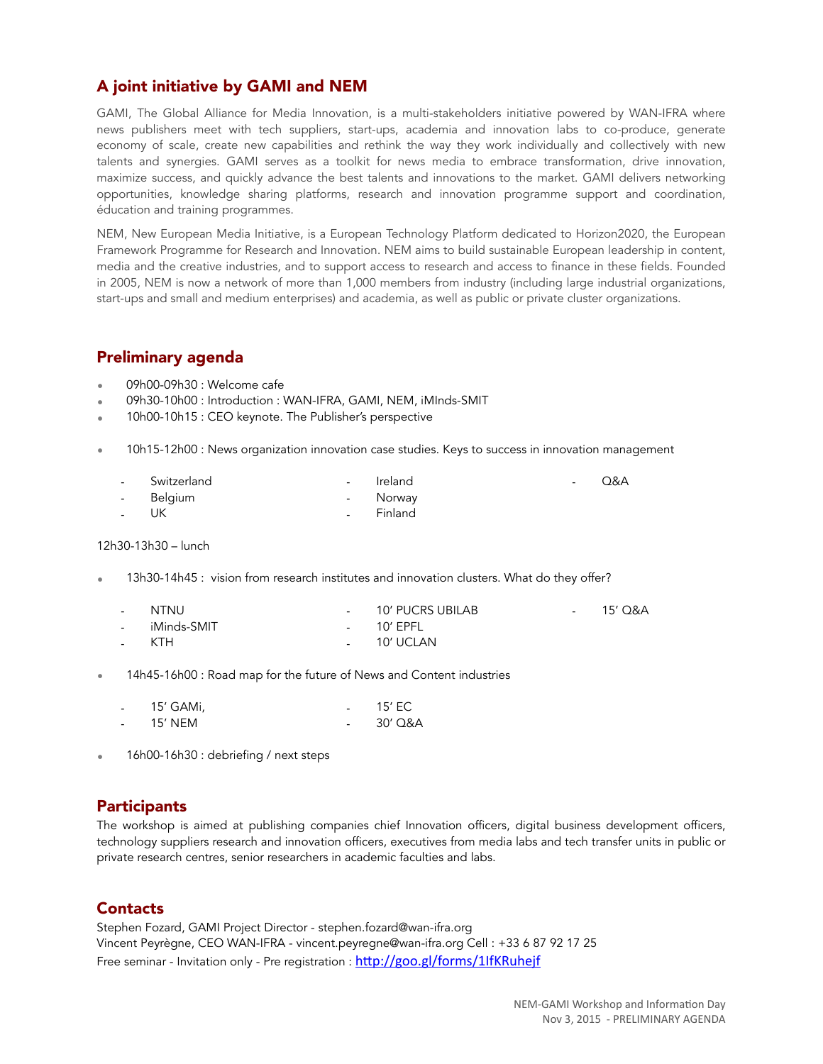## A joint initiative by GAMI and NEM

GAMI, The Global Alliance for Media Innovation, is a multi-stakeholders initiative powered by WAN-IFRA where news publishers meet with tech suppliers, start-ups, academia and innovation labs to co-produce, generate economy of scale, create new capabilities and rethink the way they work individually and collectively with new talents and synergies. GAMI serves as a toolkit for news media to embrace transformation, drive innovation, maximize success, and quickly advance the best talents and innovations to the market. GAMI delivers networking opportunities, knowledge sharing platforms, research and innovation programme support and coordination, éducation and training programmes.

NEM, New European Media Initiative, is a European Technology Platform dedicated to Horizon2020, the European Framework Programme for Research and Innovation. NEM aims to build sustainable European leadership in content, media and the creative industries, and to support access to research and access to finance in these fields. Founded in 2005, NEM is now a network of more than 1,000 members from industry (including large industrial organizations, start-ups and small and medium enterprises) and academia, as well as public or private cluster organizations.

## Preliminary agenda

- 09h00-09h30 : Welcome cafe
- 09h30-10h00 : Introduction : WAN-IFRA, GAMI, NEM, iMInds-SMIT
- 10h00-10h15 : CEO keynote. The Publisher's perspective
- 10h15-12h00 : News organization innovation case studies. Keys to success in innovation management
  - Switzerland
  - Belgium
  - UK
  - Ireland
  - Norway
  - Finland
  - Q&A

12h30-13h30 – lunch

- 13h30-14h45 : vision from research institutes and innovation clusters. What do they offer?
  - NTNU
  - iMinds-SMIT
  - KTH
  - 10' PUCRS UBILAB
  - 10' EPFL
  - 10' UCLAN
  - 15' Q&A
- 14h45-16h00 : Road map for the future of News and Content industries
  - 15' GAMi,
  - 15' NEM
  - 15' EC
  - 30' Q&A
- 16h00-16h30 : debriefing / next steps

## Participants

The workshop is aimed at publishing companies chief Innovation officers, digital business development officers, technology suppliers research and innovation officers, executives from media labs and tech transfer units in public or private research centres, senior researchers in academic faculties and labs.

## Contacts

Stephen Fozard, GAMI Project Director - stephen.fozard@wan-ifra.org
Vincent Peyrègne, CEO WAN-IFRA - vincent.peyregne@wan-ifra.org Cell : +33 6 87 92 17 25
Free seminar - Invitation only - Pre registration : http://goo.gl/forms/1IfKRuhejf